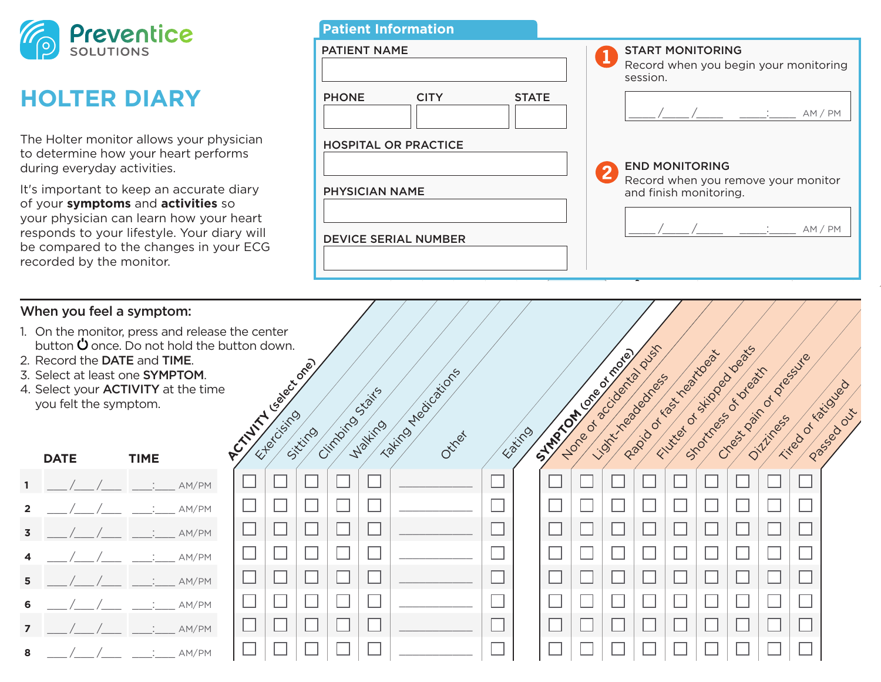Preventice SOLUTIONS

# HOLTER DIARY

The Holter monitor allows your physician to determine how your heart performs during everyday activities.

It's important to keep an accurate diary of your **symptoms** and **activities** so your physician can learn how your heart responds to your lifestyle. Your diary will be compared to the changes in your ECG recorded by the monitor.

## Patient Information

PATIENT NAME

PHONE | CITY | STATE

HOSPITAL OR PRACTICE

PHYSICIAN NAME

DEVICE SERIAL NUMBER

**1 START MONITORING**
Record when you begin your monitoring session.

____/____/____ ____:____ AM / PM

**2 END MONITORING**
Record when you remove your monitor and finish monitoring.

____/____/____ ____:____ AM / PM

## When you feel a symptom:

1. On the monitor, press and release the center button ⏻ once. Do not hold the button down.
2. Record the **DATE** and **TIME**.
3. Select at least one **SYMPTOM**.
4. Select your **ACTIVITY** at the time you felt the symptom.

| | DATE | TIME | **ACTIVITY (select one)** Exercising | Sitting | Climbing Stairs | Walking | Taking Medications | Other | Eating | **SYMPTOM (one or more)** None or accidental push | Light-headedness | Rapid or fast heartbeat | Flutter or skipped beats | Shortness of breath | Chest pain or pressure | Dizziness | Tired or fatigued | Passed out |
|---|---|---|---|---|---|---|---|---|---|---|---|---|---|---|---|---|---|---|
| 1 | ___/___/___ | ___:___ AM/PM | ☐ | ☐ | ☐ | ☐ | ☐ | ________ | ☐ | ☐ | ☐ | ☐ | ☐ | ☐ | ☐ | ☐ | ☐ | ☐ |
| 2 | ___/___/___ | ___:___ AM/PM | ☐ | ☐ | ☐ | ☐ | ☐ | ________ | ☐ | ☐ | ☐ | ☐ | ☐ | ☐ | ☐ | ☐ | ☐ | ☐ |
| 3 | ___/___/___ | ___:___ AM/PM | ☐ | ☐ | ☐ | ☐ | ☐ | ________ | ☐ | ☐ | ☐ | ☐ | ☐ | ☐ | ☐ | ☐ | ☐ | ☐ |
| 4 | ___/___/___ | ___:___ AM/PM | ☐ | ☐ | ☐ | ☐ | ☐ | ________ | ☐ | ☐ | ☐ | ☐ | ☐ | ☐ | ☐ | ☐ | ☐ | ☐ |
| 5 | ___/___/___ | ___:___ AM/PM | ☐ | ☐ | ☐ | ☐ | ☐ | ________ | ☐ | ☐ | ☐ | ☐ | ☐ | ☐ | ☐ | ☐ | ☐ | ☐ |
| 6 | ___/___/___ | ___:___ AM/PM | ☐ | ☐ | ☐ | ☐ | ☐ | ________ | ☐ | ☐ | ☐ | ☐ | ☐ | ☐ | ☐ | ☐ | ☐ | ☐ |
| 7 | ___/___/___ | ___:___ AM/PM | ☐ | ☐ | ☐ | ☐ | ☐ | ________ | ☐ | ☐ | ☐ | ☐ | ☐ | ☐ | ☐ | ☐ | ☐ | ☐ |
| 8 | ___/___/___ | ___:___ AM/PM | ☐ | ☐ | ☐ | ☐ | ☐ | ________ | ☐ | ☐ | ☐ | ☐ | ☐ | ☐ | ☐ | ☐ | ☐ | ☐ |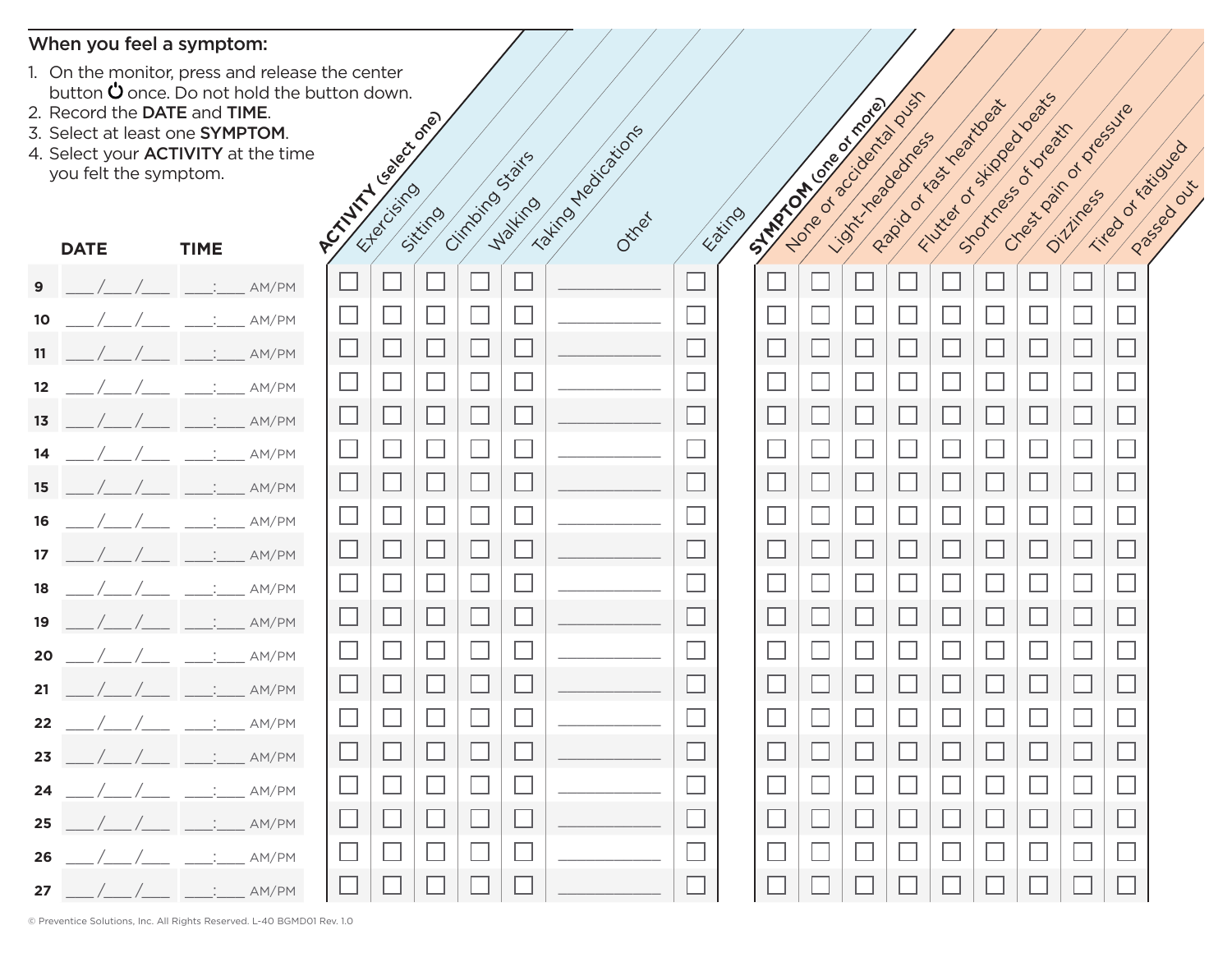**When you feel a symptom:**

1. On the monitor, press and release the center button ⏻ once. Do not hold the button down.
2. Record the **DATE** and **TIME**.
3. Select at least one **SYMPTOM**.
4. Select your **ACTIVITY** at the time you felt the symptom.

| | | | **ACTIVITY (select one)** | | | | | | | **SYMPTOM (one or more)** | | | | | | | | |
|---|---|---|---|---|---|---|---|---|---|---|---|---|---|---|---|---|---|---|
| | **DATE** | **TIME** | Exercising | Sitting | Climbing Stairs | Walking | Taking Medications | Other | Eating | None or accidental push | Light-headedness | Rapid or fast heartbeat | Flutter or skipped beats | Shortness of breath | Chest pain or pressure | Dizziness | Tired or fatigued | Passed out |
| 9 | ___/___/___ | ___:___ AM/PM | ☐ | ☐ | ☐ | ☐ | ☐ | ________ | ☐ | ☐ | ☐ | ☐ | ☐ | ☐ | ☐ | ☐ | ☐ | ☐ |
| 10 | ___/___/___ | ___:___ AM/PM | ☐ | ☐ | ☐ | ☐ | ☐ | ________ | ☐ | ☐ | ☐ | ☐ | ☐ | ☐ | ☐ | ☐ | ☐ | ☐ |
| 11 | ___/___/___ | ___:___ AM/PM | ☐ | ☐ | ☐ | ☐ | ☐ | ________ | ☐ | ☐ | ☐ | ☐ | ☐ | ☐ | ☐ | ☐ | ☐ | ☐ |
| 12 | ___/___/___ | ___:___ AM/PM | ☐ | ☐ | ☐ | ☐ | ☐ | ________ | ☐ | ☐ | ☐ | ☐ | ☐ | ☐ | ☐ | ☐ | ☐ | ☐ |
| 13 | ___/___/___ | ___:___ AM/PM | ☐ | ☐ | ☐ | ☐ | ☐ | ________ | ☐ | ☐ | ☐ | ☐ | ☐ | ☐ | ☐ | ☐ | ☐ | ☐ |
| 14 | ___/___/___ | ___:___ AM/PM | ☐ | ☐ | ☐ | ☐ | ☐ | ________ | ☐ | ☐ | ☐ | ☐ | ☐ | ☐ | ☐ | ☐ | ☐ | ☐ |
| 15 | ___/___/___ | ___:___ AM/PM | ☐ | ☐ | ☐ | ☐ | ☐ | ________ | ☐ | ☐ | ☐ | ☐ | ☐ | ☐ | ☐ | ☐ | ☐ | ☐ |
| 16 | ___/___/___ | ___:___ AM/PM | ☐ | ☐ | ☐ | ☐ | ☐ | ________ | ☐ | ☐ | ☐ | ☐ | ☐ | ☐ | ☐ | ☐ | ☐ | ☐ |
| 17 | ___/___/___ | ___:___ AM/PM | ☐ | ☐ | ☐ | ☐ | ☐ | ________ | ☐ | ☐ | ☐ | ☐ | ☐ | ☐ | ☐ | ☐ | ☐ | ☐ |
| 18 | ___/___/___ | ___:___ AM/PM | ☐ | ☐ | ☐ | ☐ | ☐ | ________ | ☐ | ☐ | ☐ | ☐ | ☐ | ☐ | ☐ | ☐ | ☐ | ☐ |
| 19 | ___/___/___ | ___:___ AM/PM | ☐ | ☐ | ☐ | ☐ | ☐ | ________ | ☐ | ☐ | ☐ | ☐ | ☐ | ☐ | ☐ | ☐ | ☐ | ☐ |
| 20 | ___/___/___ | ___:___ AM/PM | ☐ | ☐ | ☐ | ☐ | ☐ | ________ | ☐ | ☐ | ☐ | ☐ | ☐ | ☐ | ☐ | ☐ | ☐ | ☐ |
| 21 | ___/___/___ | ___:___ AM/PM | ☐ | ☐ | ☐ | ☐ | ☐ | ________ | ☐ | ☐ | ☐ | ☐ | ☐ | ☐ | ☐ | ☐ | ☐ | ☐ |
| 22 | ___/___/___ | ___:___ AM/PM | ☐ | ☐ | ☐ | ☐ | ☐ | ________ | ☐ | ☐ | ☐ | ☐ | ☐ | ☐ | ☐ | ☐ | ☐ | ☐ |
| 23 | ___/___/___ | ___:___ AM/PM | ☐ | ☐ | ☐ | ☐ | ☐ | ________ | ☐ | ☐ | ☐ | ☐ | ☐ | ☐ | ☐ | ☐ | ☐ | ☐ |
| 24 | ___/___/___ | ___:___ AM/PM | ☐ | ☐ | ☐ | ☐ | ☐ | ________ | ☐ | ☐ | ☐ | ☐ | ☐ | ☐ | ☐ | ☐ | ☐ | ☐ |
| 25 | ___/___/___ | ___:___ AM/PM | ☐ | ☐ | ☐ | ☐ | ☐ | ________ | ☐ | ☐ | ☐ | ☐ | ☐ | ☐ | ☐ | ☐ | ☐ | ☐ |
| 26 | ___/___/___ | ___:___ AM/PM | ☐ | ☐ | ☐ | ☐ | ☐ | ________ | ☐ | ☐ | ☐ | ☐ | ☐ | ☐ | ☐ | ☐ | ☐ | ☐ |
| 27 | ___/___/___ | ___:___ AM/PM | ☐ | ☐ | ☐ | ☐ | ☐ | ________ | ☐ | ☐ | ☐ | ☐ | ☐ | ☐ | ☐ | ☐ | ☐ | ☐ |

© Preventice Solutions, Inc. All Rights Reserved. L-40 BGMD01 Rev. 1.0